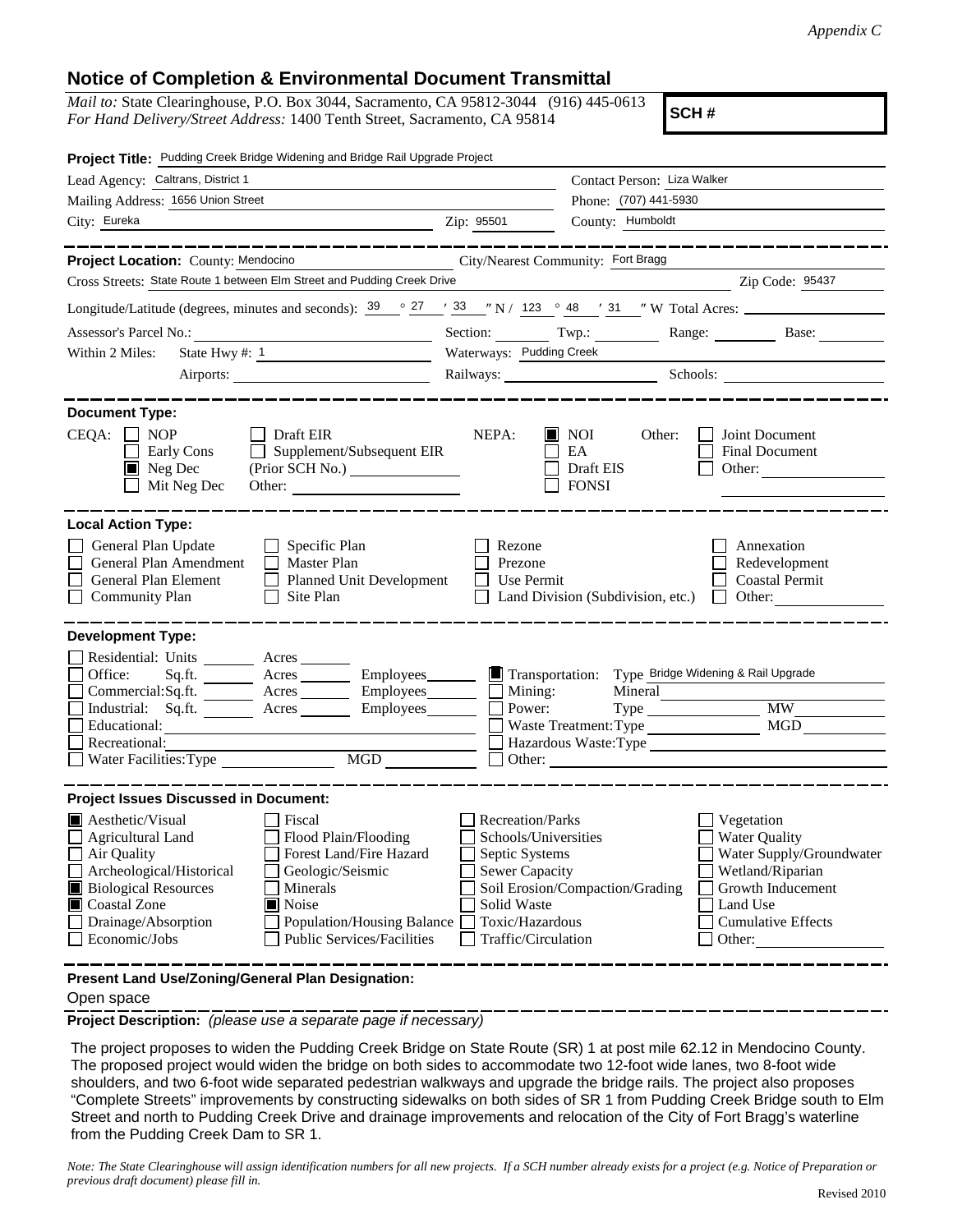*Appendix C*

## Notice of Completion & Environmental Document Transmittal

*Mail to:* State Clearinghouse, P.O. Box 3044, Sacramento, CA 95812-3044 (916) 445-0613
*For Hand Delivery/Street Address:* 1400 Tenth Street, Sacramento, CA 95814

**SCH #**

**Project Title:** Pudding Creek Bridge Widening and Bridge Rail Upgrade Project

Lead Agency: Caltrans, District 1 — Contact Person: Liza Walker
Mailing Address: 1656 Union Street — Phone: (707) 441-5930
City: Eureka — Zip: 95501 — County: Humboldt

---

**Project Location:** County: Mendocino — City/Nearest Community: Fort Bragg
Cross Streets: State Route 1 between Elm Street and Pudding Creek Drive — Zip Code: 95437
Longitude/Latitude (degrees, minutes and seconds): 39 ° 27 ′ 33 ″ N / 123 ° 48 ′ 31 ″ W Total Acres:
Assessor's Parcel No.: — Section: — Twp.: — Range: — Base:
Within 2 Miles: State Hwy #: 1 — Waterways: Pudding Creek
Airports: — Railways: — Schools:

---

**Document Type:**

CEQA: ☐ NOP ☐ Early Cons ☒ Neg Dec ☐ Mit Neg Dec ☐ Draft EIR ☐ Supplement/Subsequent EIR (Prior SCH No.) ______ Other: ______

NEPA: ☒ NOI ☐ EA ☐ Draft EIS ☐ FONSI

Other: ☐ Joint Document ☐ Final Document ☐ Other: ______

---

**Local Action Type:**

☐ General Plan Update ☐ General Plan Amendment ☐ General Plan Element ☐ Community Plan ☐ Specific Plan ☐ Master Plan ☐ Planned Unit Development ☐ Site Plan ☐ Rezone ☐ Prezone ☐ Use Permit ☐ Land Division (Subdivision, etc.) ☐ Annexation ☐ Redevelopment ☐ Coastal Permit ☐ Other: ______

---

**Development Type:**

☐ Residential: Units ___ Acres ___
☐ Office: Sq.ft. ___ Acres ___ Employees ___
☐ Commercial: Sq.ft. ___ Acres ___ Employees ___
☐ Industrial: Sq.ft. ___ Acres ___ Employees ___
☐ Educational: ___
☐ Recreational: ___
☐ Water Facilities: Type ___ MGD ___
☒ Transportation: Type Bridge Widening & Rail Upgrade
☐ Mining: Mineral ___
☐ Power: Type ___ MW ___
☐ Waste Treatment: Type ___ MGD ___
☐ Hazardous Waste: Type ___
☐ Other: ___

---

**Project Issues Discussed in Document:**

☒ Aesthetic/Visual ☐ Agricultural Land ☐ Air Quality ☐ Archeological/Historical ☒ Biological Resources ☒ Coastal Zone ☐ Drainage/Absorption ☐ Economic/Jobs
☐ Fiscal ☐ Flood Plain/Flooding ☐ Forest Land/Fire Hazard ☐ Geologic/Seismic ☐ Minerals ☒ Noise ☐ Population/Housing Balance ☐ Public Services/Facilities
☐ Recreation/Parks ☐ Schools/Universities ☐ Septic Systems ☐ Sewer Capacity ☐ Soil Erosion/Compaction/Grading ☐ Solid Waste ☐ Toxic/Hazardous ☐ Traffic/Circulation
☐ Vegetation ☐ Water Quality ☐ Water Supply/Groundwater ☐ Wetland/Riparian ☐ Growth Inducement ☐ Land Use ☐ Cumulative Effects ☐ Other: ______

---

**Present Land Use/Zoning/General Plan Designation:**

Open space

**Project Description:** *(please use a separate page if necessary)*

The project proposes to widen the Pudding Creek Bridge on State Route (SR) 1 at post mile 62.12 in Mendocino County. The proposed project would widen the bridge on both sides to accommodate two 12-foot wide lanes, two 8-foot wide shoulders, and two 6-foot wide separated pedestrian walkways and upgrade the bridge rails. The project also proposes "Complete Streets" improvements by constructing sidewalks on both sides of SR 1 from Pudding Creek Bridge south to Elm Street and north to Pudding Creek Drive and drainage improvements and relocation of the City of Fort Bragg's waterline from the Pudding Creek Dam to SR 1.

*Note: The State Clearinghouse will assign identification numbers for all new projects. If a SCH number already exists for a project (e.g. Notice of Preparation or previous draft document) please fill in.*

Revised 2010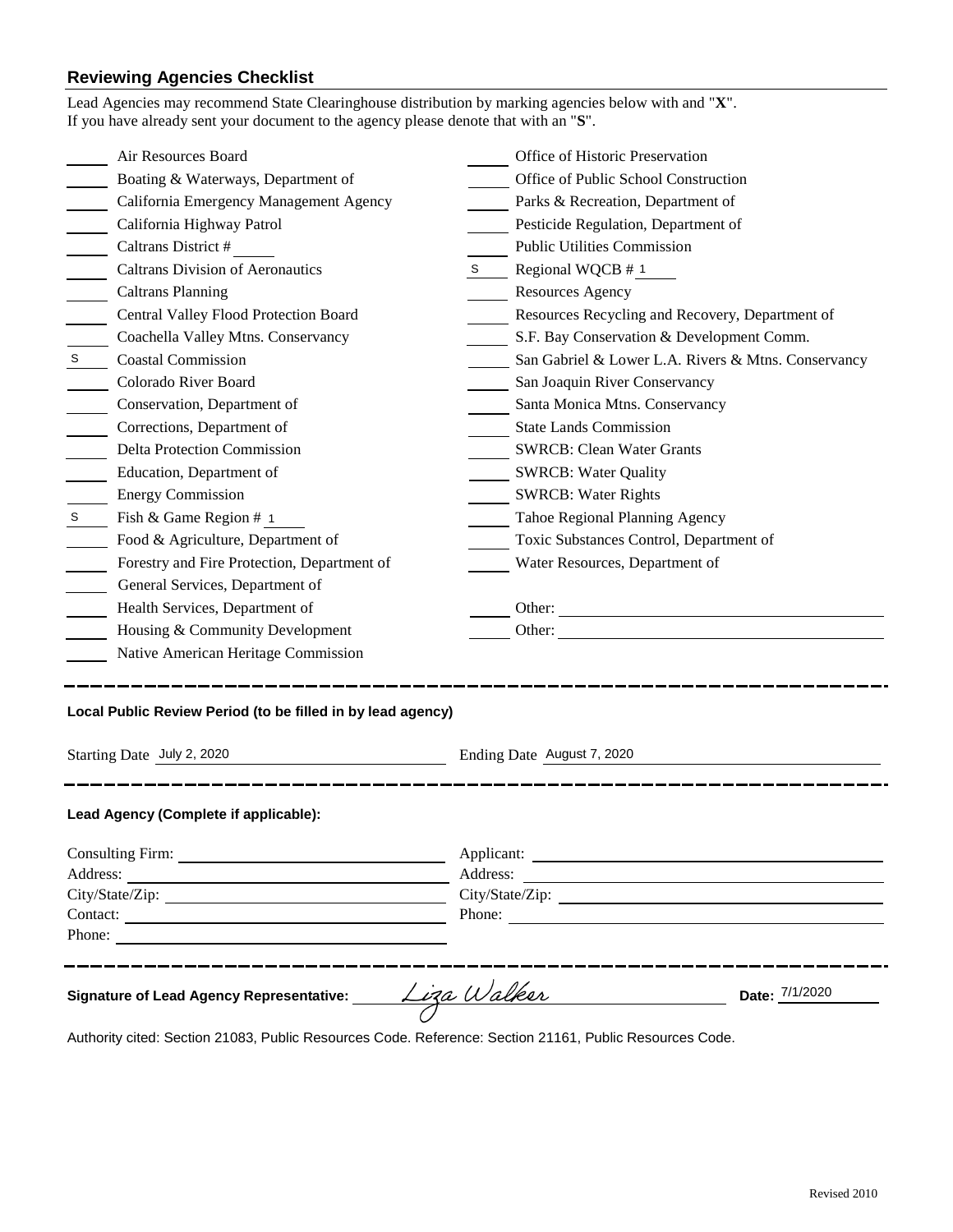## Reviewing Agencies Checklist

Lead Agencies may recommend State Clearinghouse distribution by marking agencies below with and "**X**".
If you have already sent your document to the agency please denote that with an "**S**".

| | | | |
|---|---|---|---|
| ____ | Air Resources Board | ____ | Office of Historic Preservation |
| ____ | Boating & Waterways, Department of | ____ | Office of Public School Construction |
| ____ | California Emergency Management Agency | ____ | Parks & Recreation, Department of |
| ____ | California Highway Patrol | ____ | Pesticide Regulation, Department of |
| ____ | Caltrans District # ____ | ____ | Public Utilities Commission |
| ____ | Caltrans Division of Aeronautics | S | Regional WQCB # 1 |
| ____ | Caltrans Planning | ____ | Resources Agency |
| ____ | Central Valley Flood Protection Board | ____ | Resources Recycling and Recovery, Department of |
| ____ | Coachella Valley Mtns. Conservancy | ____ | S.F. Bay Conservation & Development Comm. |
| S | Coastal Commission | ____ | San Gabriel & Lower L.A. Rivers & Mtns. Conservancy |
| ____ | Colorado River Board | ____ | San Joaquin River Conservancy |
| ____ | Conservation, Department of | ____ | Santa Monica Mtns. Conservancy |
| ____ | Corrections, Department of | ____ | State Lands Commission |
| ____ | Delta Protection Commission | ____ | SWRCB: Clean Water Grants |
| ____ | Education, Department of | ____ | SWRCB: Water Quality |
| ____ | Energy Commission | ____ | SWRCB: Water Rights |
| S | Fish & Game Region # 1 | ____ | Tahoe Regional Planning Agency |
| ____ | Food & Agriculture, Department of | ____ | Toxic Substances Control, Department of |
| ____ | Forestry and Fire Protection, Department of | ____ | Water Resources, Department of |
| ____ | General Services, Department of | | |
| ____ | Health Services, Department of | ____ | Other: ____ |
| ____ | Housing & Community Development | ____ | Other: ____ |
| ____ | Native American Heritage Commission | | |

---

**Local Public Review Period (to be filled in by lead agency)**

Starting Date July 2, 2020 Ending Date August 7, 2020

---

**Lead Agency (Complete if applicable):**

| | |
|---|---|
| Consulting Firm: | Applicant: |
| Address: | Address: |
| City/State/Zip: | City/State/Zip: |
| Contact: | Phone: |
| Phone: | |

---

**Signature of Lead Agency Representative:** *Liza Walker* **Date:** 7/1/2020

Authority cited: Section 21083, Public Resources Code. Reference: Section 21161, Public Resources Code.

Revised 2010